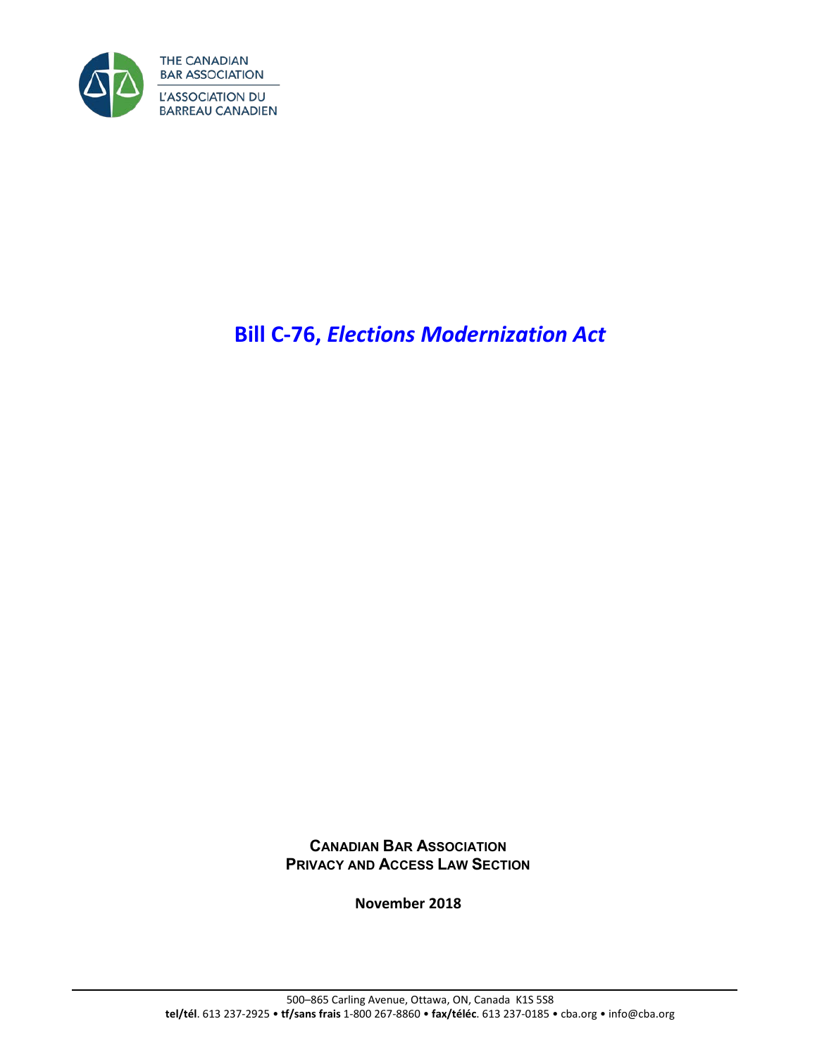THE CANADIAN BAR ASSOCIATION

L'ASSOCIATION DU BARREAU CANADIEN

# Bill C-76, *Elections Modernization Act*

**CANADIAN BAR ASSOCIATION**
**PRIVACY AND ACCESS LAW SECTION**

**November 2018**

500–865 Carling Avenue, Ottawa, ON, Canada K1S 5S8
**tel/tél**. 613 237-2925 • **tf/sans frais** 1-800 267-8860 • **fax/téléc**. 613 237-0185 • cba.org • info@cba.org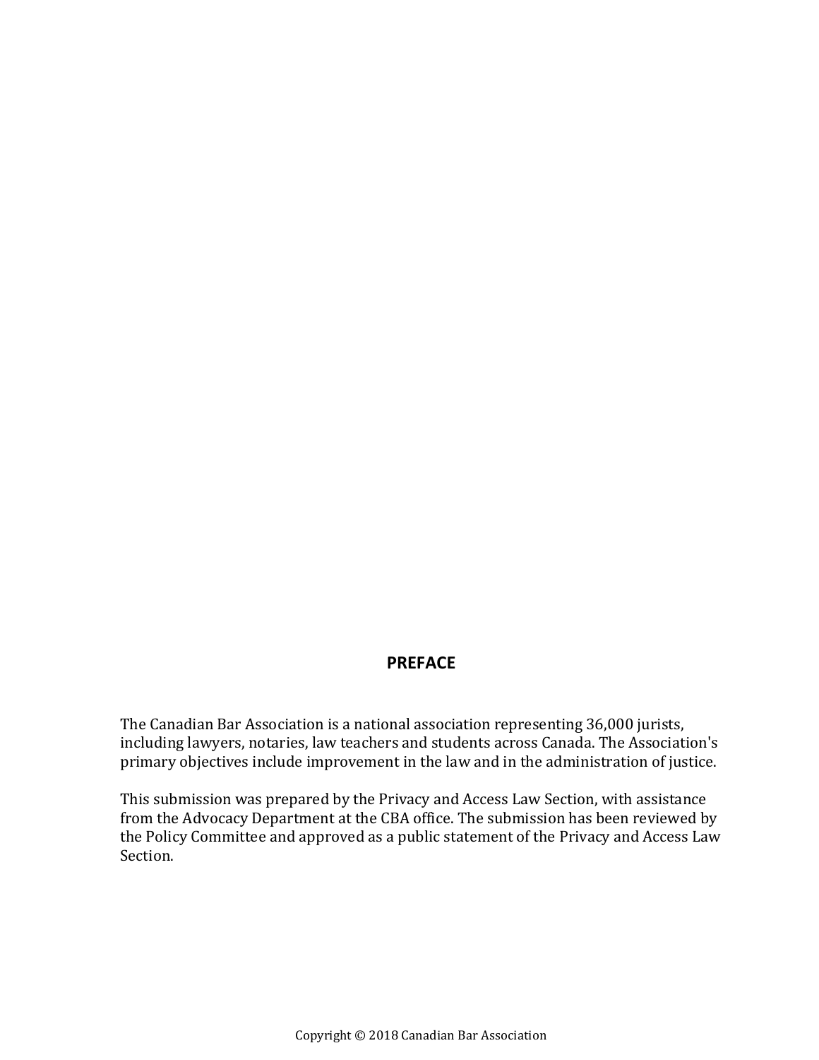## PREFACE

The Canadian Bar Association is a national association representing 36,000 jurists, including lawyers, notaries, law teachers and students across Canada. The Association's primary objectives include improvement in the law and in the administration of justice.

This submission was prepared by the Privacy and Access Law Section, with assistance from the Advocacy Department at the CBA office. The submission has been reviewed by the Policy Committee and approved as a public statement of the Privacy and Access Law Section.

Copyright © 2018 Canadian Bar Association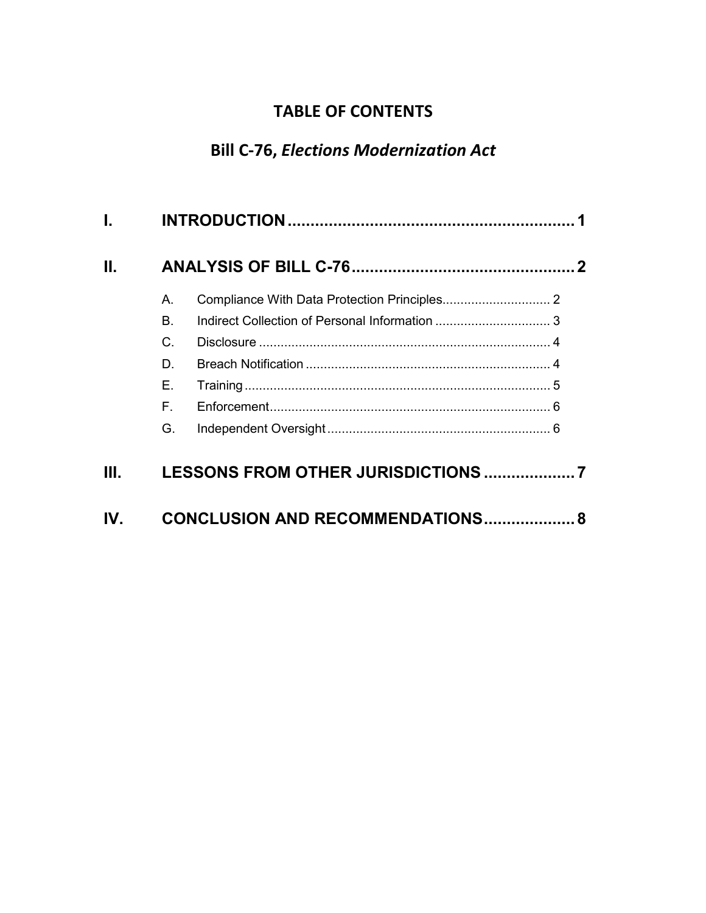# TABLE OF CONTENTS

## Bill C-76, *Elections Modernization Act*

**I. INTRODUCTION .............................................................. 1**

**II. ANALYSIS OF BILL C-76 ................................................. 2**

- A. Compliance With Data Protection Principles.............................. 2
- B. Indirect Collection of Personal Information ................................ 3
- C. Disclosure ................................................................................. 4
- D. Breach Notification .................................................................... 4
- E. Training ...................................................................................... 5
- F. Enforcement............................................................................... 6
- G. Independent Oversight .............................................................. 6

**III. LESSONS FROM OTHER JURISDICTIONS .................... 7**

**IV. CONCLUSION AND RECOMMENDATIONS.................... 8**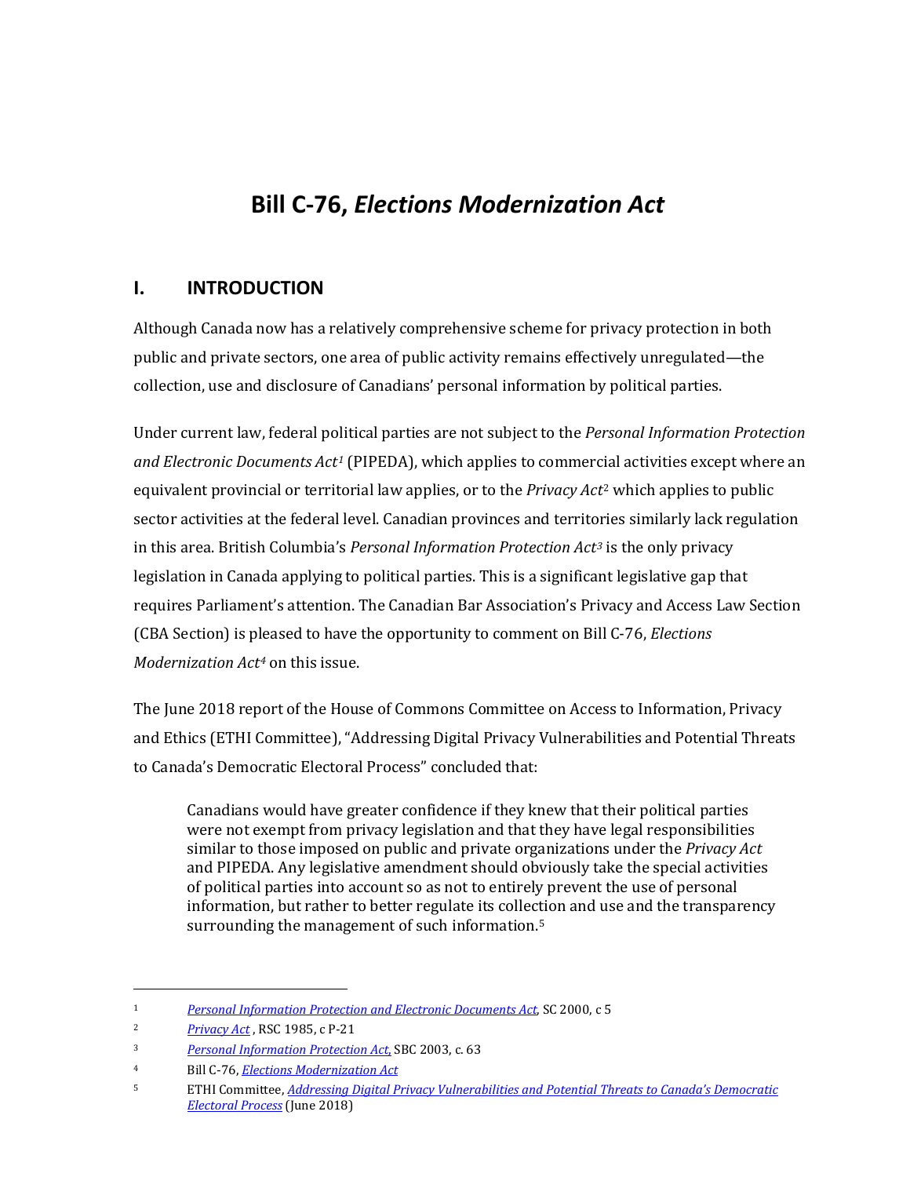# Bill C-76, *Elections Modernization Act*

## I. INTRODUCTION

Although Canada now has a relatively comprehensive scheme for privacy protection in both public and private sectors, one area of public activity remains effectively unregulated—the collection, use and disclosure of Canadians' personal information by political parties.

Under current law, federal political parties are not subject to the *Personal Information Protection and Electronic Documents Act*[1] (PIPEDA), which applies to commercial activities except where an equivalent provincial or territorial law applies, or to the *Privacy Act*[2] which applies to public sector activities at the federal level. Canadian provinces and territories similarly lack regulation in this area. British Columbia's *Personal Information Protection Act*[3] is the only privacy legislation in Canada applying to political parties. This is a significant legislative gap that requires Parliament's attention. The Canadian Bar Association's Privacy and Access Law Section (CBA Section) is pleased to have the opportunity to comment on Bill C-76, *Elections Modernization Act*[4] on this issue.

The June 2018 report of the House of Commons Committee on Access to Information, Privacy and Ethics (ETHI Committee), "Addressing Digital Privacy Vulnerabilities and Potential Threats to Canada's Democratic Electoral Process" concluded that:

> Canadians would have greater confidence if they knew that their political parties were not exempt from privacy legislation and that they have legal responsibilities similar to those imposed on public and private organizations under the *Privacy Act* and PIPEDA. Any legislative amendment should obviously take the special activities of political parties into account so as not to entirely prevent the use of personal information, but rather to better regulate its collection and use and the transparency surrounding the management of such information.[5]

---

[1] *Personal Information Protection and Electronic Documents Act*, SC 2000, c 5

[2] *Privacy Act* , RSC 1985, c P-21

[3] *Personal Information Protection Act*, SBC 2003, c. 63

[4] Bill C-76, *Elections Modernization Act*

[5] ETHI Committee, *Addressing Digital Privacy Vulnerabilities and Potential Threats to Canada's Democratic Electoral Process* (June 2018)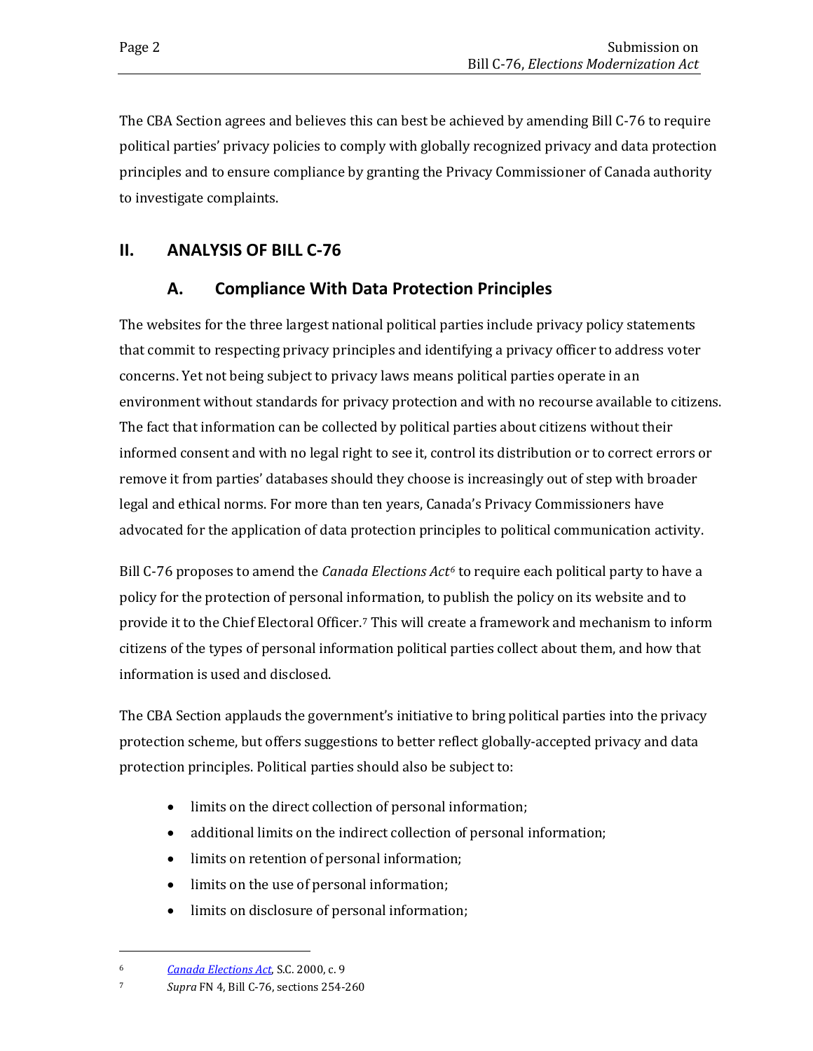The CBA Section agrees and believes this can best be achieved by amending Bill C-76 to require political parties' privacy policies to comply with globally recognized privacy and data protection principles and to ensure compliance by granting the Privacy Commissioner of Canada authority to investigate complaints.

## II. ANALYSIS OF BILL C-76

### A. Compliance With Data Protection Principles

The websites for the three largest national political parties include privacy policy statements that commit to respecting privacy principles and identifying a privacy officer to address voter concerns. Yet not being subject to privacy laws means political parties operate in an environment without standards for privacy protection and with no recourse available to citizens. The fact that information can be collected by political parties about citizens without their informed consent and with no legal right to see it, control its distribution or to correct errors or remove it from parties' databases should they choose is increasingly out of step with broader legal and ethical norms. For more than ten years, Canada's Privacy Commissioners have advocated for the application of data protection principles to political communication activity.

Bill C-76 proposes to amend the *Canada Elections Act*[6] to require each political party to have a policy for the protection of personal information, to publish the policy on its website and to provide it to the Chief Electoral Officer.[7] This will create a framework and mechanism to inform citizens of the types of personal information political parties collect about them, and how that information is used and disclosed.

The CBA Section applauds the government's initiative to bring political parties into the privacy protection scheme, but offers suggestions to better reflect globally-accepted privacy and data protection principles. Political parties should also be subject to:

- limits on the direct collection of personal information;
- additional limits on the indirect collection of personal information;
- limits on retention of personal information;
- limits on the use of personal information;
- limits on disclosure of personal information;

---

[6] *Canada Elections Act*, S.C. 2000, c. 9

[7] *Supra* FN 4, Bill C-76, sections 254-260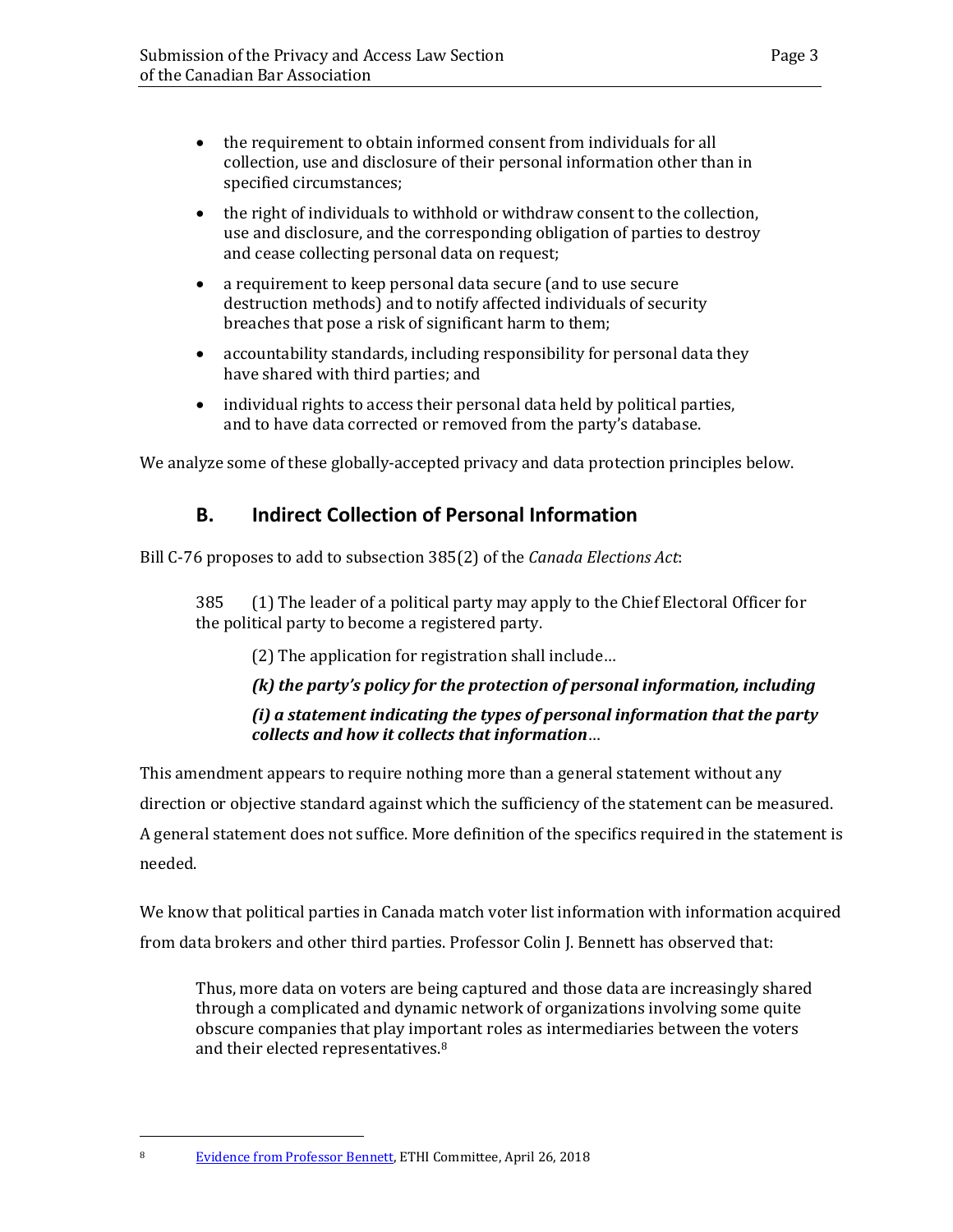- the requirement to obtain informed consent from individuals for all collection, use and disclosure of their personal information other than in specified circumstances;
- the right of individuals to withhold or withdraw consent to the collection, use and disclosure, and the corresponding obligation of parties to destroy and cease collecting personal data on request;
- a requirement to keep personal data secure (and to use secure destruction methods) and to notify affected individuals of security breaches that pose a risk of significant harm to them;
- accountability standards, including responsibility for personal data they have shared with third parties; and
- individual rights to access their personal data held by political parties, and to have data corrected or removed from the party's database.

We analyze some of these globally-accepted privacy and data protection principles below.

## B. Indirect Collection of Personal Information

Bill C-76 proposes to add to subsection 385(2) of the *Canada Elections Act*:

> 385 (1) The leader of a political party may apply to the Chief Electoral Officer for the political party to become a registered party.
>
> (2) The application for registration shall include…
>
> ***(k) the party's policy for the protection of personal information, including***
>
> ***(i) a statement indicating the types of personal information that the party collects and how it collects that information***…

This amendment appears to require nothing more than a general statement without any direction or objective standard against which the sufficiency of the statement can be measured. A general statement does not suffice. More definition of the specifics required in the statement is needed.

We know that political parties in Canada match voter list information with information acquired from data brokers and other third parties. Professor Colin J. Bennett has observed that:

> Thus, more data on voters are being captured and those data are increasingly shared through a complicated and dynamic network of organizations involving some quite obscure companies that play important roles as intermediaries between the voters and their elected representatives.[8]

---

[8] Evidence from Professor Bennett, ETHI Committee, April 26, 2018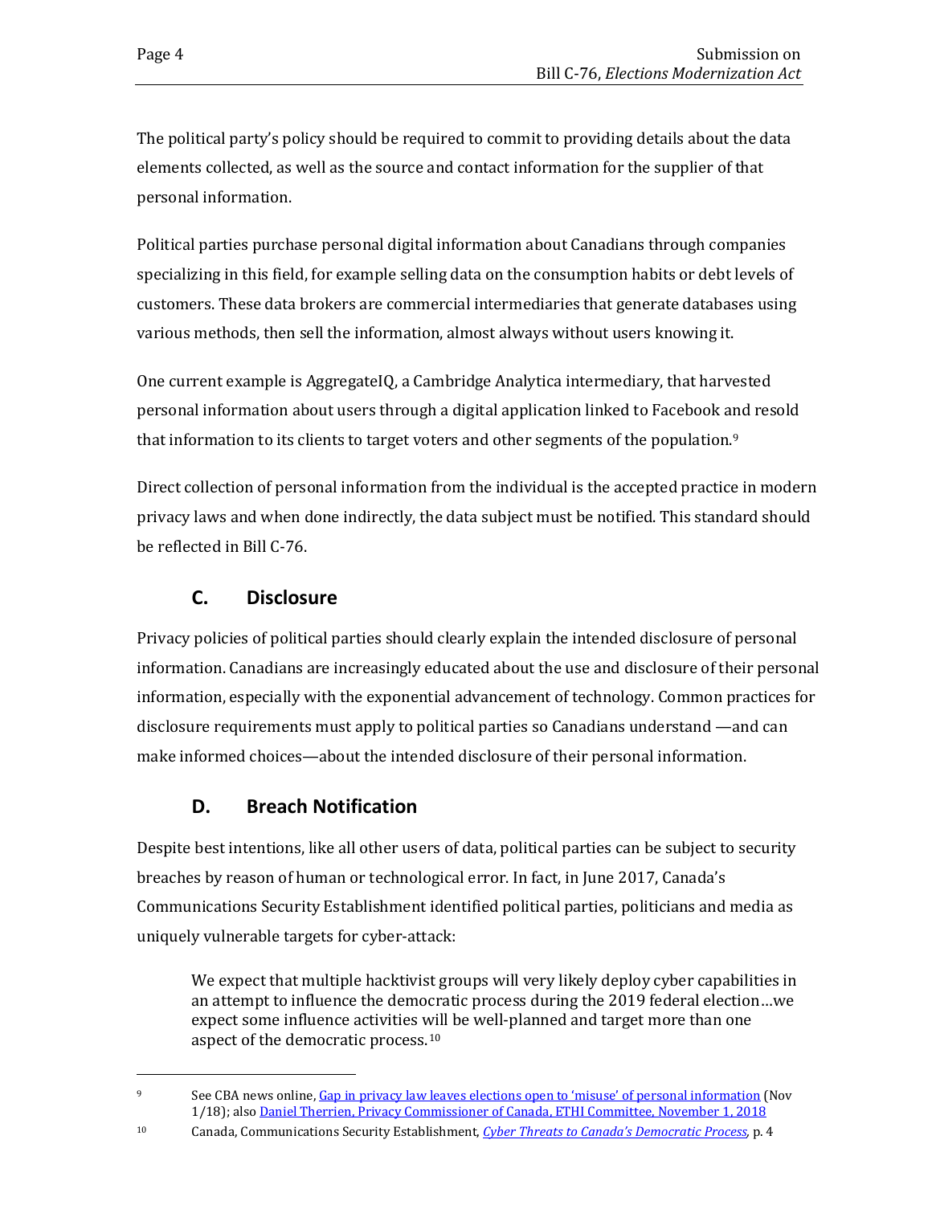The political party's policy should be required to commit to providing details about the data elements collected, as well as the source and contact information for the supplier of that personal information.

Political parties purchase personal digital information about Canadians through companies specializing in this field, for example selling data on the consumption habits or debt levels of customers. These data brokers are commercial intermediaries that generate databases using various methods, then sell the information, almost always without users knowing it.

One current example is AggregateIQ, a Cambridge Analytica intermediary, that harvested personal information about users through a digital application linked to Facebook and resold that information to its clients to target voters and other segments of the population.[9]

Direct collection of personal information from the individual is the accepted practice in modern privacy laws and when done indirectly, the data subject must be notified. This standard should be reflected in Bill C-76.

## C. Disclosure

Privacy policies of political parties should clearly explain the intended disclosure of personal information. Canadians are increasingly educated about the use and disclosure of their personal information, especially with the exponential advancement of technology. Common practices for disclosure requirements must apply to political parties so Canadians understand —and can make informed choices—about the intended disclosure of their personal information.

## D. Breach Notification

Despite best intentions, like all other users of data, political parties can be subject to security breaches by reason of human or technological error. In fact, in June 2017, Canada's Communications Security Establishment identified political parties, politicians and media as uniquely vulnerable targets for cyber-attack:

> We expect that multiple hacktivist groups will very likely deploy cyber capabilities in an attempt to influence the democratic process during the 2019 federal election…we expect some influence activities will be well-planned and target more than one aspect of the democratic process.[10]

---

[9] See CBA news online, Gap in privacy law leaves elections open to 'misuse' of personal information (Nov 1/18); also Daniel Therrien, Privacy Commissioner of Canada, ETHI Committee, November 1, 2018

[10] Canada, Communications Security Establishment, *Cyber Threats to Canada's Democratic Process*, p. 4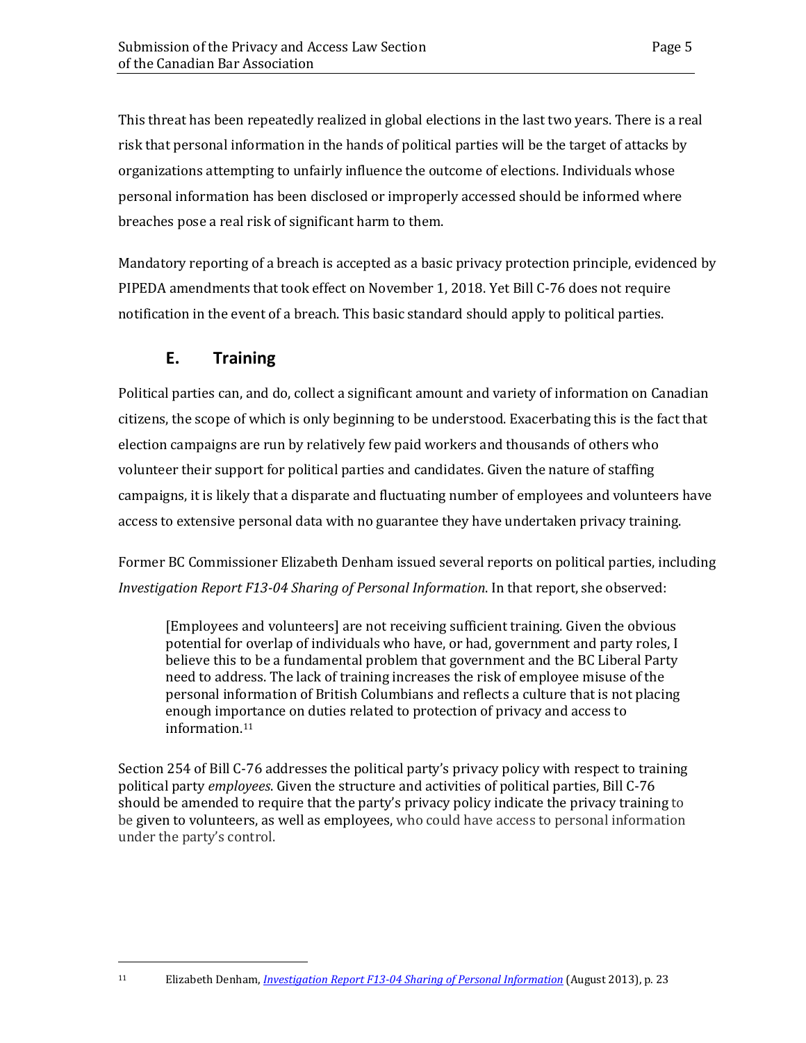This threat has been repeatedly realized in global elections in the last two years. There is a real risk that personal information in the hands of political parties will be the target of attacks by organizations attempting to unfairly influence the outcome of elections. Individuals whose personal information has been disclosed or improperly accessed should be informed where breaches pose a real risk of significant harm to them.

Mandatory reporting of a breach is accepted as a basic privacy protection principle, evidenced by PIPEDA amendments that took effect on November 1, 2018. Yet Bill C-76 does not require notification in the event of a breach. This basic standard should apply to political parties.

## E. Training

Political parties can, and do, collect a significant amount and variety of information on Canadian citizens, the scope of which is only beginning to be understood. Exacerbating this is the fact that election campaigns are run by relatively few paid workers and thousands of others who volunteer their support for political parties and candidates. Given the nature of staffing campaigns, it is likely that a disparate and fluctuating number of employees and volunteers have access to extensive personal data with no guarantee they have undertaken privacy training.

Former BC Commissioner Elizabeth Denham issued several reports on political parties, including *Investigation Report F13-04 Sharing of Personal Information*. In that report, she observed:

> [Employees and volunteers] are not receiving sufficient training. Given the obvious potential for overlap of individuals who have, or had, government and party roles, I believe this to be a fundamental problem that government and the BC Liberal Party need to address. The lack of training increases the risk of employee misuse of the personal information of British Columbians and reflects a culture that is not placing enough importance on duties related to protection of privacy and access to information.[11]

Section 254 of Bill C-76 addresses the political party's privacy policy with respect to training political party *employees*. Given the structure and activities of political parties, Bill C-76 should be amended to require that the party's privacy policy indicate the privacy training to be given to volunteers, as well as employees, who could have access to personal information under the party's control.

---

[11] Elizabeth Denham, *Investigation Report F13-04 Sharing of Personal Information* (August 2013), p. 23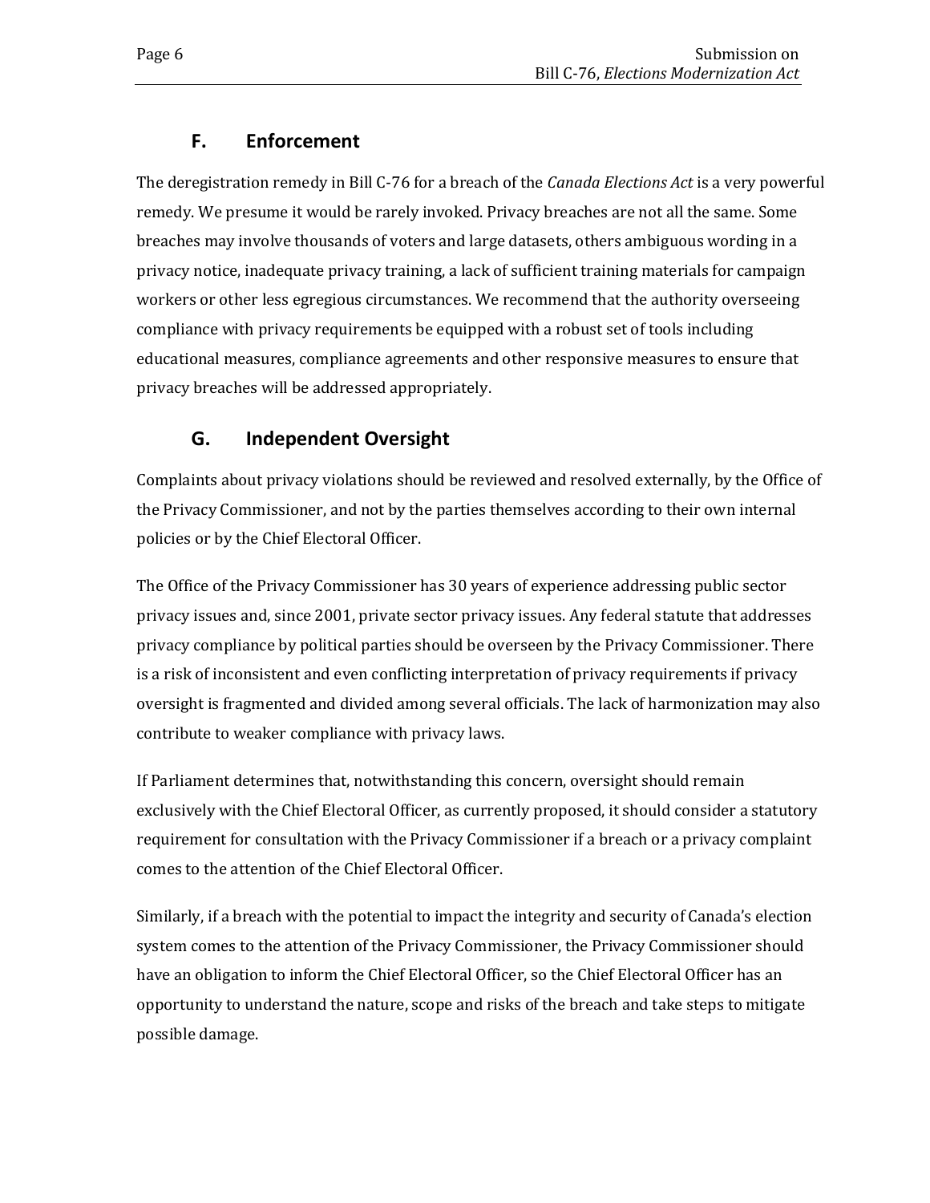## F. Enforcement

The deregistration remedy in Bill C-76 for a breach of the *Canada Elections Act* is a very powerful remedy. We presume it would be rarely invoked. Privacy breaches are not all the same. Some breaches may involve thousands of voters and large datasets, others ambiguous wording in a privacy notice, inadequate privacy training, a lack of sufficient training materials for campaign workers or other less egregious circumstances. We recommend that the authority overseeing compliance with privacy requirements be equipped with a robust set of tools including educational measures, compliance agreements and other responsive measures to ensure that privacy breaches will be addressed appropriately.

## G. Independent Oversight

Complaints about privacy violations should be reviewed and resolved externally, by the Office of the Privacy Commissioner, and not by the parties themselves according to their own internal policies or by the Chief Electoral Officer.

The Office of the Privacy Commissioner has 30 years of experience addressing public sector privacy issues and, since 2001, private sector privacy issues. Any federal statute that addresses privacy compliance by political parties should be overseen by the Privacy Commissioner. There is a risk of inconsistent and even conflicting interpretation of privacy requirements if privacy oversight is fragmented and divided among several officials. The lack of harmonization may also contribute to weaker compliance with privacy laws.

If Parliament determines that, notwithstanding this concern, oversight should remain exclusively with the Chief Electoral Officer, as currently proposed, it should consider a statutory requirement for consultation with the Privacy Commissioner if a breach or a privacy complaint comes to the attention of the Chief Electoral Officer.

Similarly, if a breach with the potential to impact the integrity and security of Canada's election system comes to the attention of the Privacy Commissioner, the Privacy Commissioner should have an obligation to inform the Chief Electoral Officer, so the Chief Electoral Officer has an opportunity to understand the nature, scope and risks of the breach and take steps to mitigate possible damage.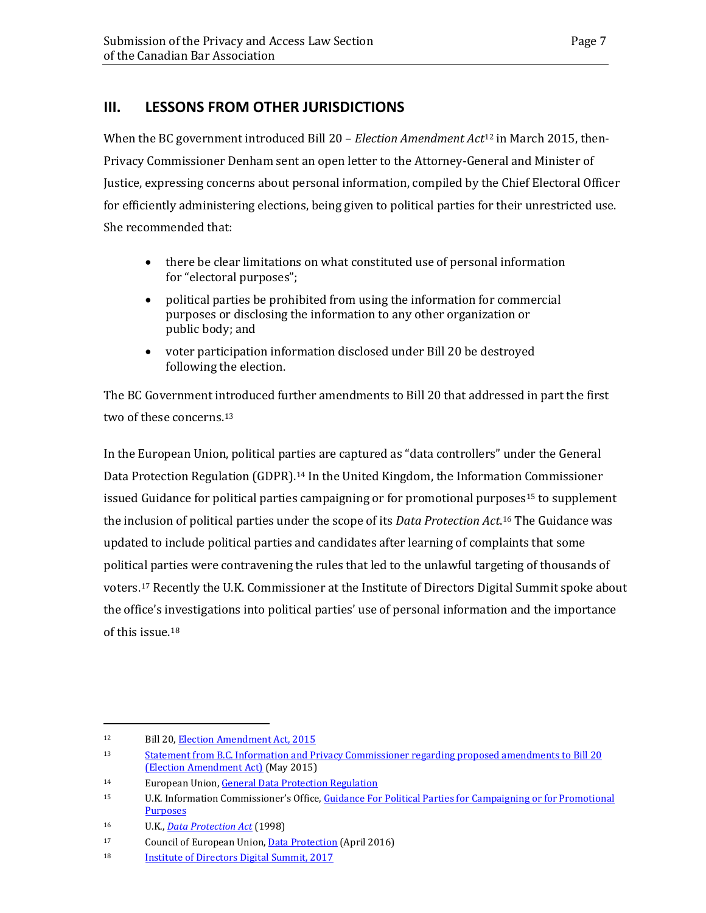## III. LESSONS FROM OTHER JURISDICTIONS

When the BC government introduced Bill 20 – *Election Amendment Act*[12] in March 2015, then-Privacy Commissioner Denham sent an open letter to the Attorney-General and Minister of Justice, expressing concerns about personal information, compiled by the Chief Electoral Officer for efficiently administering elections, being given to political parties for their unrestricted use. She recommended that:

- there be clear limitations on what constituted use of personal information for "electoral purposes";
- political parties be prohibited from using the information for commercial purposes or disclosing the information to any other organization or public body; and
- voter participation information disclosed under Bill 20 be destroyed following the election.

The BC Government introduced further amendments to Bill 20 that addressed in part the first two of these concerns.[13]

In the European Union, political parties are captured as "data controllers" under the General Data Protection Regulation (GDPR).[14] In the United Kingdom, the Information Commissioner issued Guidance for political parties campaigning or for promotional purposes[15] to supplement the inclusion of political parties under the scope of its *Data Protection Act*.[16] The Guidance was updated to include political parties and candidates after learning of complaints that some political parties were contravening the rules that led to the unlawful targeting of thousands of voters.[17] Recently the U.K. Commissioner at the Institute of Directors Digital Summit spoke about the office's investigations into political parties' use of personal information and the importance of this issue.[18]

---

[12] Bill 20, Election Amendment Act, 2015

[13] Statement from B.C. Information and Privacy Commissioner regarding proposed amendments to Bill 20 (Election Amendment Act) (May 2015)

[14] European Union, General Data Protection Regulation

[15] U.K. Information Commissioner's Office, Guidance For Political Parties for Campaigning or for Promotional Purposes

[16] U.K., *Data Protection Act* (1998)

[17] Council of European Union, Data Protection (April 2016)

[18] Institute of Directors Digital Summit, 2017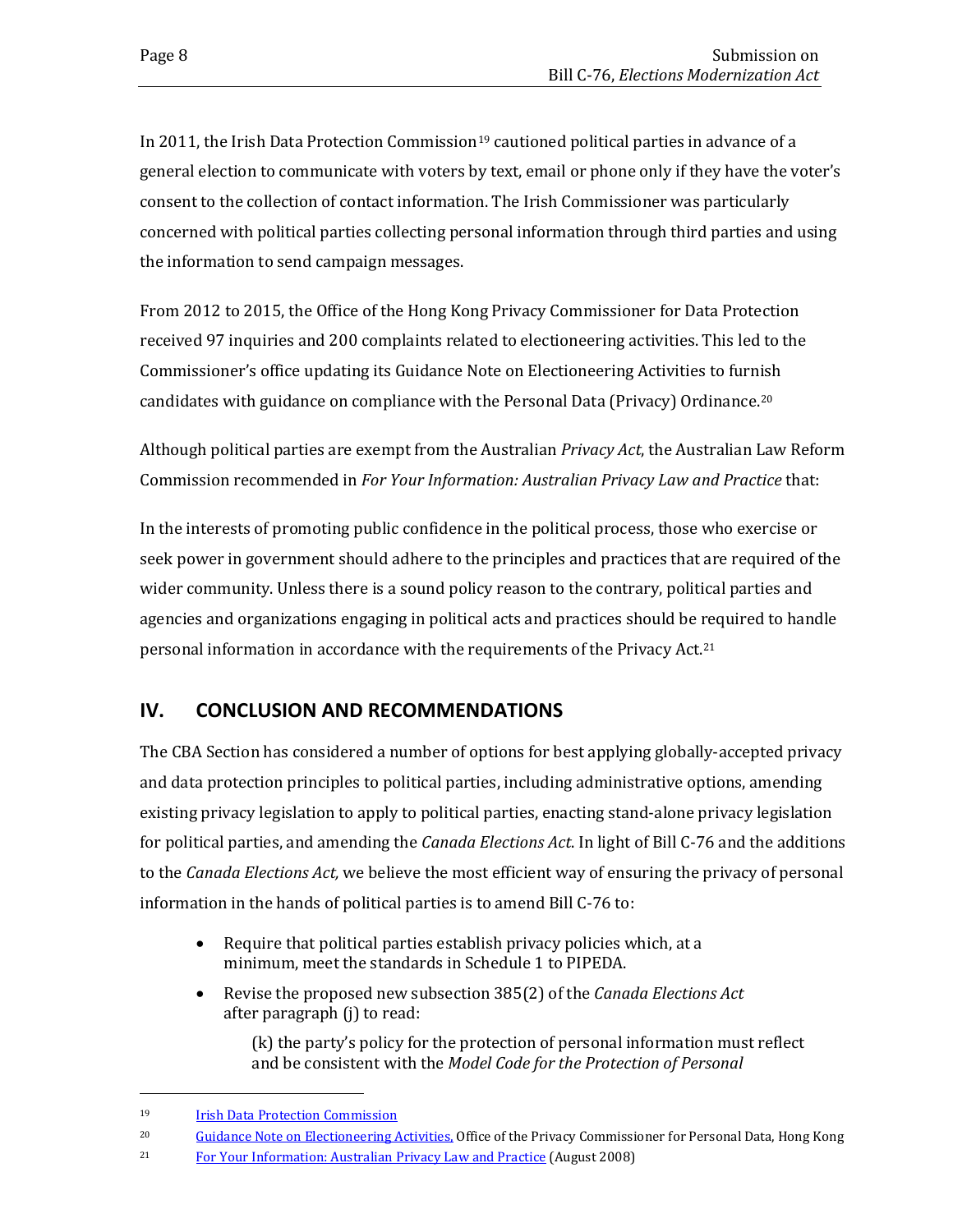In 2011, the Irish Data Protection Commission[19] cautioned political parties in advance of a general election to communicate with voters by text, email or phone only if they have the voter's consent to the collection of contact information. The Irish Commissioner was particularly concerned with political parties collecting personal information through third parties and using the information to send campaign messages.

From 2012 to 2015, the Office of the Hong Kong Privacy Commissioner for Data Protection received 97 inquiries and 200 complaints related to electioneering activities. This led to the Commissioner's office updating its Guidance Note on Electioneering Activities to furnish candidates with guidance on compliance with the Personal Data (Privacy) Ordinance.[20]

Although political parties are exempt from the Australian *Privacy Act*, the Australian Law Reform Commission recommended in *For Your Information: Australian Privacy Law and Practice* that:

In the interests of promoting public confidence in the political process, those who exercise or seek power in government should adhere to the principles and practices that are required of the wider community. Unless there is a sound policy reason to the contrary, political parties and agencies and organizations engaging in political acts and practices should be required to handle personal information in accordance with the requirements of the Privacy Act.[21]

## IV. CONCLUSION AND RECOMMENDATIONS

The CBA Section has considered a number of options for best applying globally-accepted privacy and data protection principles to political parties, including administrative options, amending existing privacy legislation to apply to political parties, enacting stand-alone privacy legislation for political parties, and amending the *Canada Elections Act*. In light of Bill C-76 and the additions to the *Canada Elections Act,* we believe the most efficient way of ensuring the privacy of personal information in the hands of political parties is to amend Bill C-76 to:

- Require that political parties establish privacy policies which, at a minimum, meet the standards in Schedule 1 to PIPEDA.
- Revise the proposed new subsection 385(2) of the *Canada Elections Act* after paragraph (j) to read:

  (k) the party's policy for the protection of personal information must reflect and be consistent with the *Model Code for the Protection of Personal*

---

19 Irish Data Protection Commission

20 Guidance Note on Electioneering Activities, Office of the Privacy Commissioner for Personal Data, Hong Kong

21 For Your Information: Australian Privacy Law and Practice (August 2008)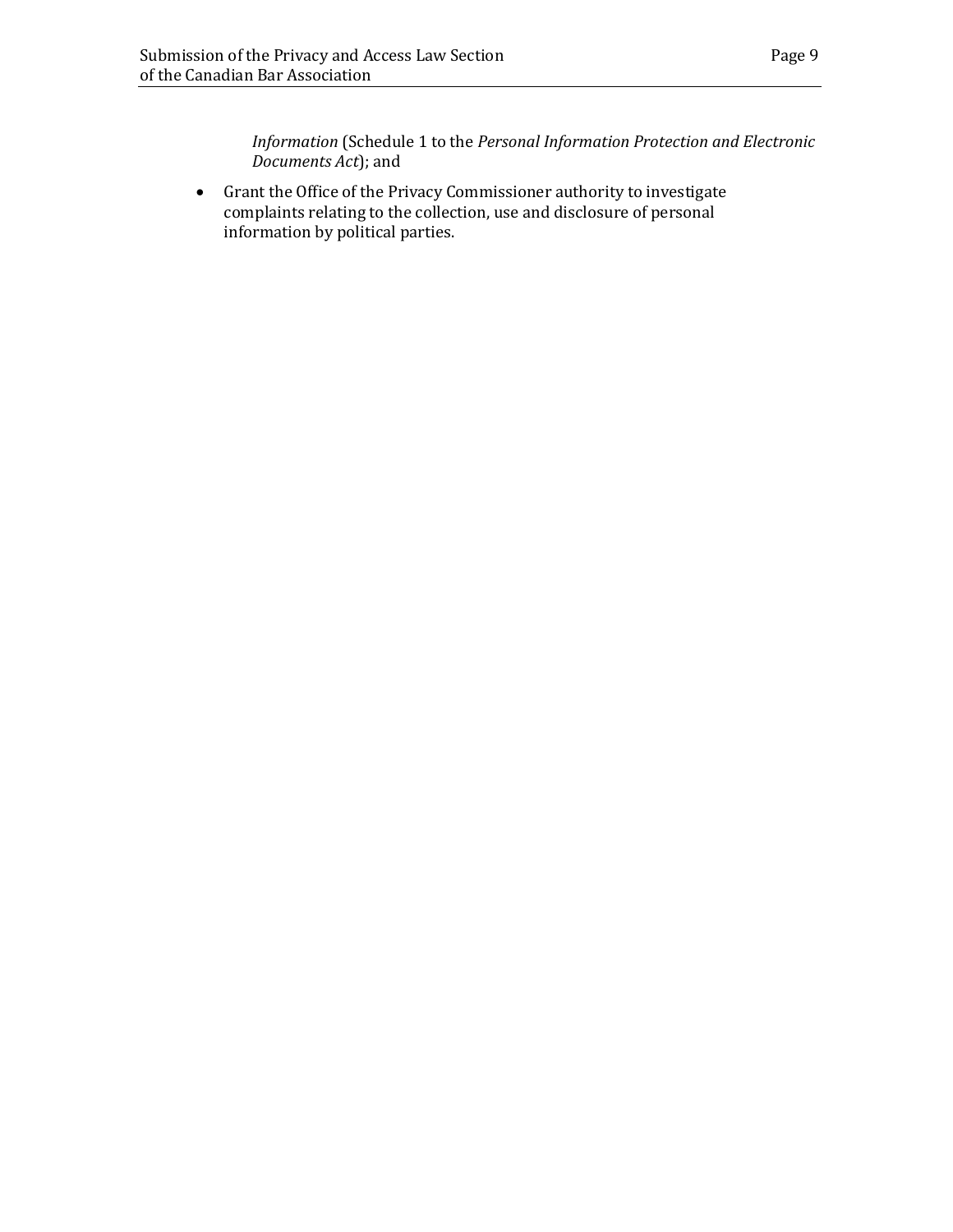*Information* (Schedule 1 to the *Personal Information Protection and Electronic Documents Act*); and

- Grant the Office of the Privacy Commissioner authority to investigate complaints relating to the collection, use and disclosure of personal information by political parties.